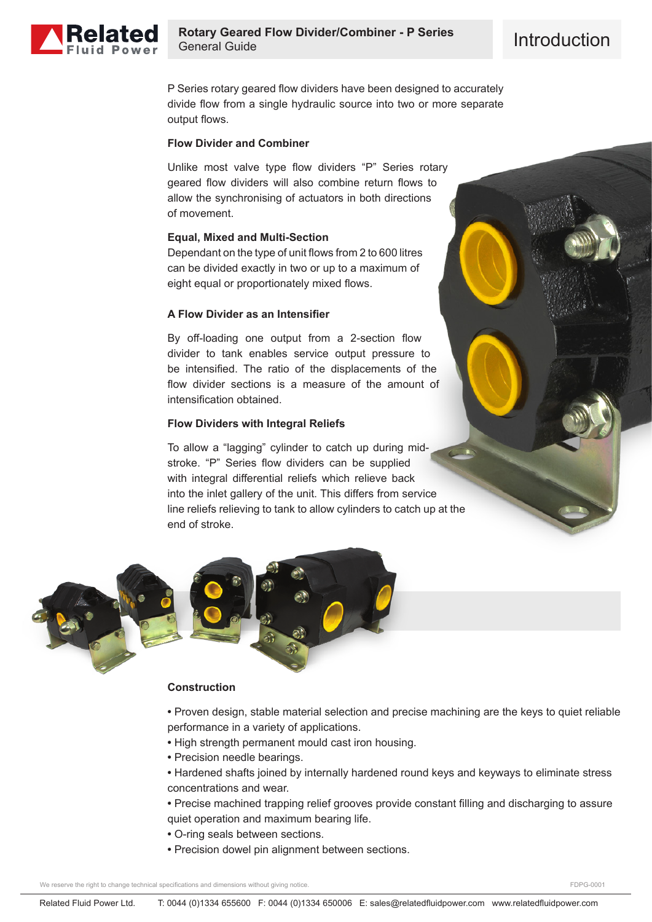# Rotary Geared Flow Divider/Combiner - P Series

General Guide

## Introduction

P Series rotary geared flow dividers have been designed to accurately divide flow from a single hydraulic source into two or more separate output flows.

**Flow Divider and Combiner**

Unlike most valve type flow dividers “P” Series rotary geared flow dividers will also combine return flows to allow the synchronising of actuators in both directions of movement.

**Equal, Mixed and Multi-Section**

Dependant on the type of unit flows from 2 to 600 litres can be divided exactly in two or up to a maximum of eight equal or proportionately mixed flows.

**A Flow Divider as an Intensifier**

By off-loading one output from a 2-section flow divider to tank enables service output pressure to be intensified. The ratio of the displacements of the flow divider sections is a measure of the amount of intensification obtained.

**Flow Dividers with Integral Reliefs**

To allow a “lagging” cylinder to catch up during mid-stroke. “P” Series flow dividers can be supplied with integral differential reliefs which relieve back into the inlet gallery of the unit. This differs from service line reliefs relieving to tank to allow cylinders to catch up at the end of stroke.

**Construction**

- Proven design, stable material selection and precise machining are the keys to quiet reliable performance in a variety of applications.
- High strength permanent mould cast iron housing.
- Precision needle bearings.
- Hardened shafts joined by internally hardened round keys and keyways to eliminate stress concentrations and wear.
- Precise machined trapping relief grooves provide constant filling and discharging to assure quiet operation and maximum bearing life.
- O-ring seals between sections.
- Precision dowel pin alignment between sections.

We reserve the right to change technical specifications and dimensions without giving notice.

FDPG-0001

Related Fluid Power Ltd. T: 0044 (0)1334 655600 F: 0044 (0)1334 650006 E: sales@relatedfluidpower.com www.relatedfluidpower.com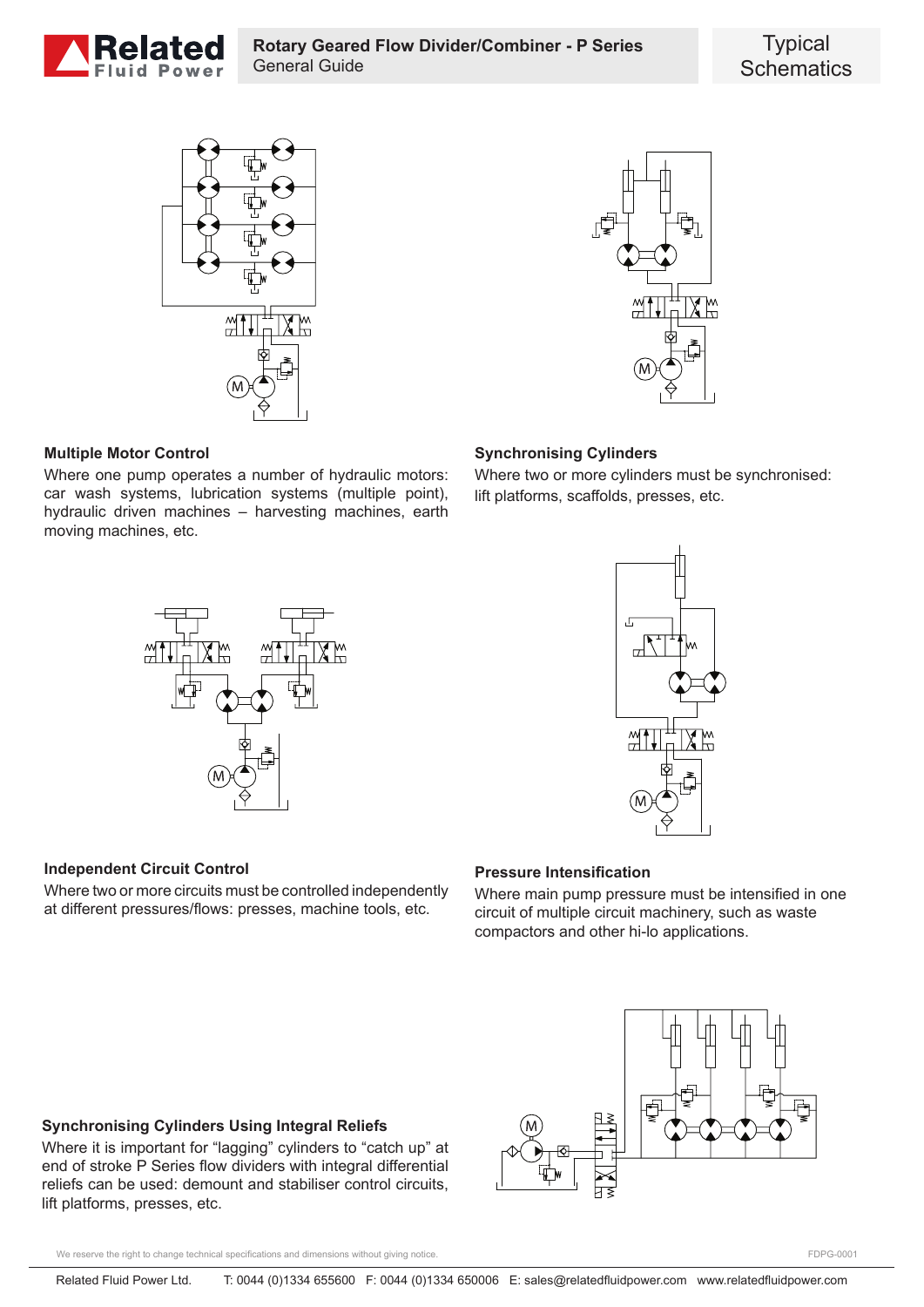# Typical Schematics

**Multiple Motor Control**

Where one pump operates a number of hydraulic motors: car wash systems, lubrication systems (multiple point), hydraulic driven machines – harvesting machines, earth moving machines, etc.

**Synchronising Cylinders**

Where two or more cylinders must be synchronised: lift platforms, scaffolds, presses, etc.

**Independent Circuit Control**

Where two or more circuits must be controlled independently at different pressures/flows: presses, machine tools, etc.

**Pressure Intensification**

Where main pump pressure must be intensified in one circuit of multiple circuit machinery, such as waste compactors and other hi-lo applications.

**Synchronising Cylinders Using Integral Reliefs**

Where it is important for "lagging" cylinders to "catch up" at end of stroke P Series flow dividers with integral differential reliefs can be used: demount and stabiliser control circuits, lift platforms, presses, etc.

We reserve the right to change technical specifications and dimensions without giving notice.

FDPG-0001

Related Fluid Power Ltd. T: 0044 (0)1334 655600 F: 0044 (0)1334 650006 E: sales@relatedfluidpower.com www.relatedfluidpower.com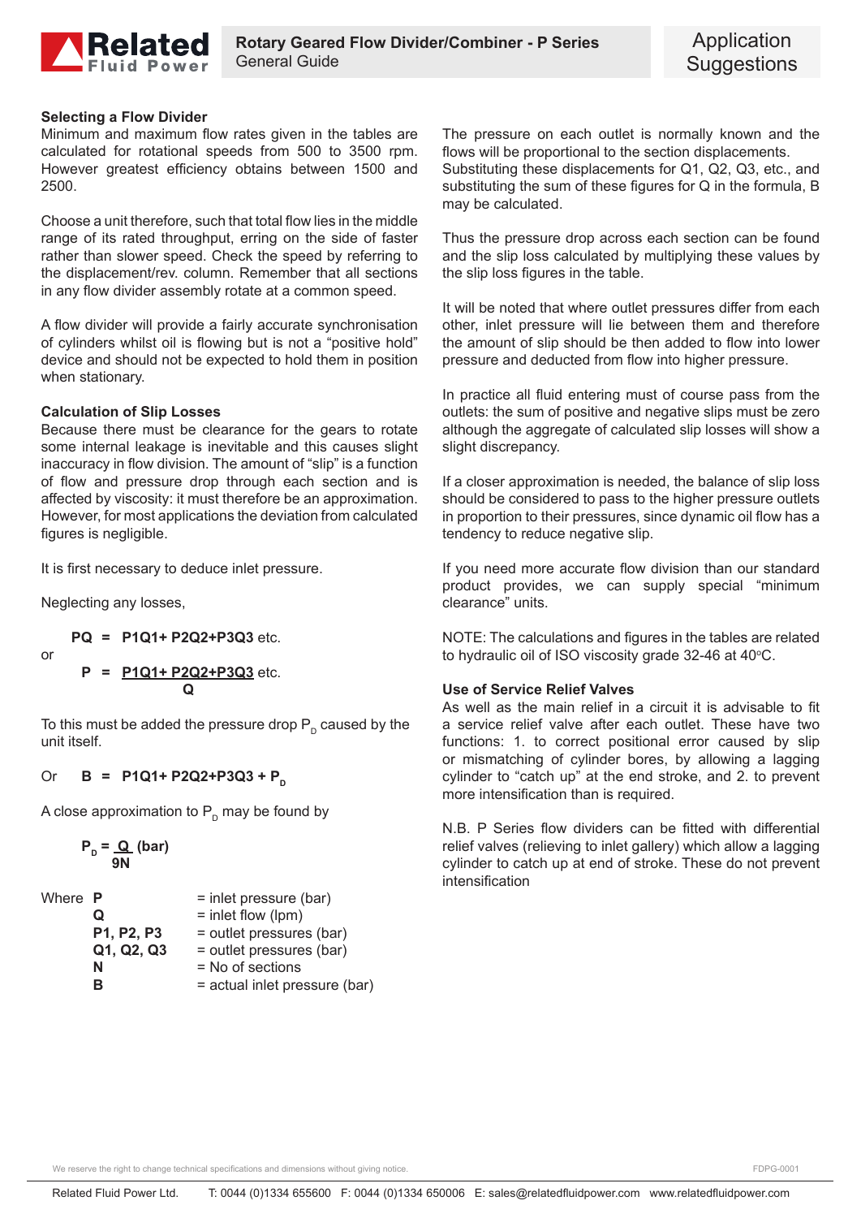## Selecting a Flow Divider

Minimum and maximum flow rates given in the tables are calculated for rotational speeds from 500 to 3500 rpm. However greatest efficiency obtains between 1500 and 2500.

Choose a unit therefore, such that total flow lies in the middle range of its rated throughput, erring on the side of faster rather than slower speed. Check the speed by referring to the displacement/rev. column. Remember that all sections in any flow divider assembly rotate at a common speed.

A flow divider will provide a fairly accurate synchronisation of cylinders whilst oil is flowing but is not a "positive hold" device and should not be expected to hold them in position when stationary.

## Calculation of Slip Losses

Because there must be clearance for the gears to rotate some internal leakage is inevitable and this causes slight inaccuracy in flow division. The amount of "slip" is a function of flow and pressure drop through each section and is affected by viscosity: it must therefore be an approximation. However, for most applications the deviation from calculated figures is negligible.

It is first necessary to deduce inlet pressure.

Neglecting any losses,

$$PQ = P1Q1 + P2Q2 + P3Q3 \text{ etc.}$$

or

$$P = \frac{P1Q1 + P2Q2 + P3Q3}{Q} \text{ etc.}$$

To this must be added the pressure drop $P_D$ caused by the unit itself.

Or $$B = P1Q1 + P2Q2 + P3Q3 + P_D$$

A close approximation to $P_D$ may be found by

$$P_D = \frac{Q}{9N} \text{ (bar)}$$

Where **P** = inlet pressure (bar)
**Q** = inlet flow (lpm)
**P1, P2, P3** = outlet pressures (bar)
**Q1, Q2, Q3** = outlet pressures (bar)
**N** = No of sections
**B** = actual inlet pressure (bar)

The pressure on each outlet is normally known and the flows will be proportional to the section displacements. Substituting these displacements for Q1, Q2, Q3, etc., and substituting the sum of these figures for Q in the formula, B may be calculated.

Thus the pressure drop across each section can be found and the slip loss calculated by multiplying these values by the slip loss figures in the table.

It will be noted that where outlet pressures differ from each other, inlet pressure will lie between them and therefore the amount of slip should be then added to flow into lower pressure and deducted from flow into higher pressure.

In practice all fluid entering must of course pass from the outlets: the sum of positive and negative slips must be zero although the aggregate of calculated slip losses will show a slight discrepancy.

If a closer approximation is needed, the balance of slip loss should be considered to pass to the higher pressure outlets in proportion to their pressures, since dynamic oil flow has a tendency to reduce negative slip.

If you need more accurate flow division than our standard product provides, we can supply special "minimum clearance" units.

NOTE: The calculations and figures in the tables are related to hydraulic oil of ISO viscosity grade 32-46 at 40°C.

## Use of Service Relief Valves

As well as the main relief in a circuit it is advisable to fit a service relief valve after each outlet. These have two functions: 1. to correct positional error caused by slip or mismatching of cylinder bores, by allowing a lagging cylinder to "catch up" at the end stroke, and 2. to prevent more intensification than is required.

N.B. P Series flow dividers can be fitted with differential relief valves (relieving to inlet gallery) which allow a lagging cylinder to catch up at end of stroke. These do not prevent intensification